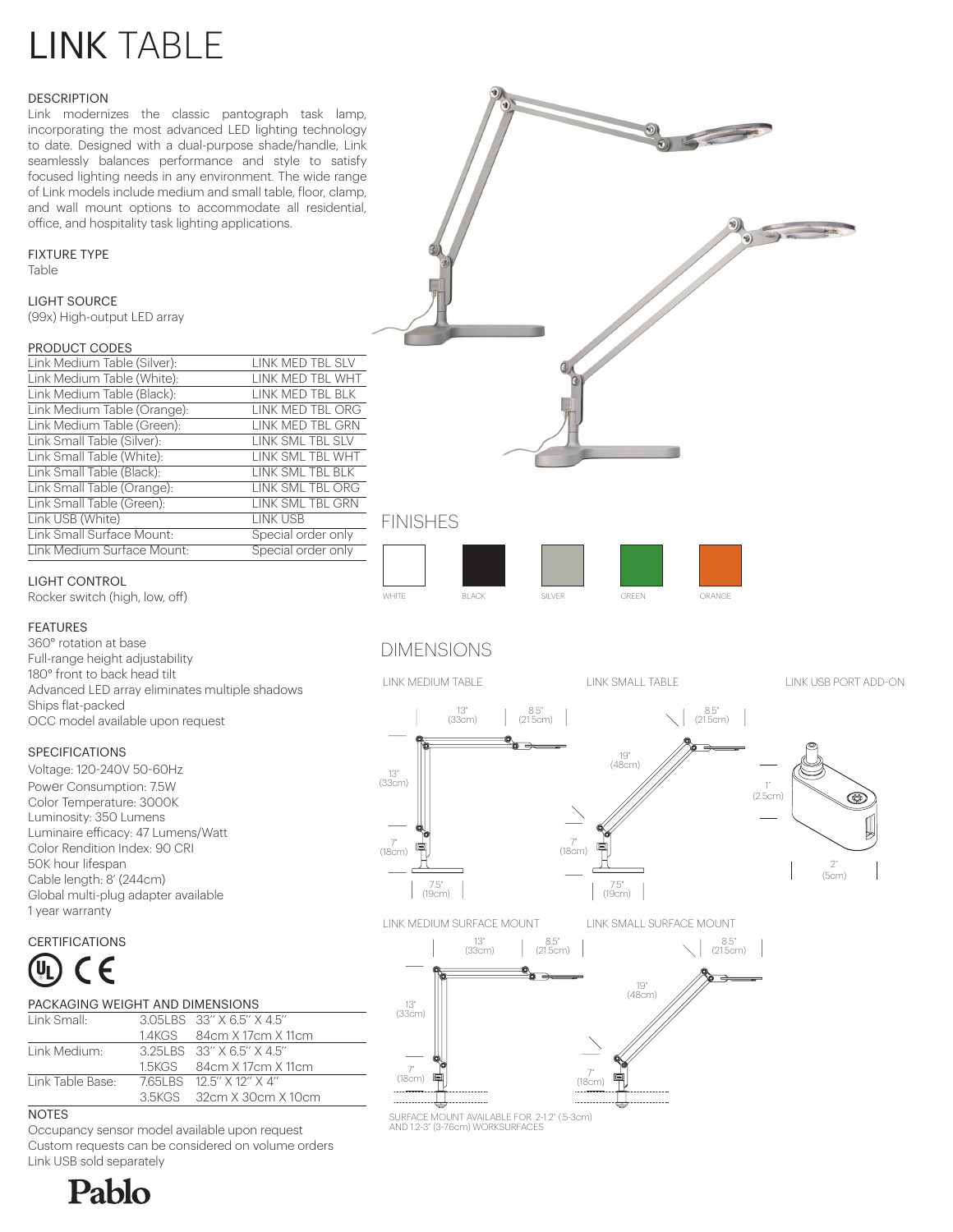# LINK TABLE

### DESCRIPTION

Link modernizes the classic pantograph task lamp, incorporating the most advanced LED lighting technology to date. Designed with a dual-purpose shade/handle, Link seamlessly balances performance and style to satisfy focused lighting needs in any environment. The wide range of Link models include medium and small table, floor, clamp, and wall mount options to accommodate all residential, office, and hospitality task lighting applications.

### FIXTURE TYPE

Table

### LIGHT SOURCE

(99x) High-output LED array

### PRODUCT CODES

| | |
|---|---|
| Link Medium Table (Silver): | LINK MED TBL SLV |
| Link Medium Table (White): | LINK MED TBL WHT |
| Link Medium Table (Black): | LINK MED TBL BLK |
| Link Medium Table (Orange): | LINK MED TBL ORG |
| Link Medium Table (Green): | LINK MED TBL GRN |
| Link Small Table (Silver): | LINK SML TBL SLV |
| Link Small Table (White): | LINK SML TBL WHT |
| Link Small Table (Black): | LINK SML TBL BLK |
| Link Small Table (Orange): | LINK SML TBL ORG |
| Link Small Table (Green): | LINK SML TBL GRN |
| Link USB (White) | LINK USB |
| Link Small Surface Mount: | Special order only |
| Link Medium Surface Mount: | Special order only |

### LIGHT CONTROL

Rocker switch (high, low, off)

### FEATURES

360° rotation at base
Full-range height adjustability
180° front to back head tilt
Advanced LED array eliminates multiple shadows
Ships flat-packed
OCC model available upon request

### SPECIFICATIONS

Voltage: 120-240V 50-60Hz
Power Consumption: 7.5W
Color Temperature: 3000K
Luminosity: 350 Lumens
Luminaire efficacy: 47 Lumens/Watt
Color Rendition Index: 90 CRI
50K hour lifespan
Cable length: 8' (244cm)
Global multi-plug adapter available
1 year warranty

### CERTIFICATIONS

UL CE

### PACKAGING WEIGHT AND DIMENSIONS

| | | |
|---|---|---|
| Link Small: | 3.05LBS | 33" X 6.5" X 4.5" |
| | 1.4KGS | 84cm X 17cm X 11cm |
| Link Medium: | 3.25LBS | 33" X 6.5" X 4.5" |
| | 1.5KGS | 84cm X 17cm X 11cm |
| Link Table Base: | 7.65LBS | 12.5" X 12" X 4" |
| | 3.5KGS | 32cm X 30cm X 10cm |

### NOTES

Occupancy sensor model available upon request
Custom requests can be considered on volume orders
Link USB sold separately

## FINISHES

WHITE, BLACK, SILVER, GREEN, ORANGE

## DIMENSIONS

LINK MEDIUM TABLE: 13" (33cm), 8.5" (21.5cm), 13" (33cm), 7" (18cm), 7.5" (19cm)

LINK SMALL TABLE: 8.5" (21.5cm), 19" (48cm), 7" (18cm), 7.5" (19cm)

LINK USB PORT ADD-ON: 1" (2.5cm), 2" (5cm)

LINK MEDIUM SURFACE MOUNT: 13" (33cm), 8.5" (21.5cm), 13" (33cm), 7" (18cm)

LINK SMALL SURFACE MOUNT: 8.5" (21.5cm), 19" (48cm), 7" (18cm)

SURFACE MOUNT AVAILABLE FOR .2-1.2" (.5-3cm) AND 1.2-3" (3-7.6cm) WORKSURFACES

Pablo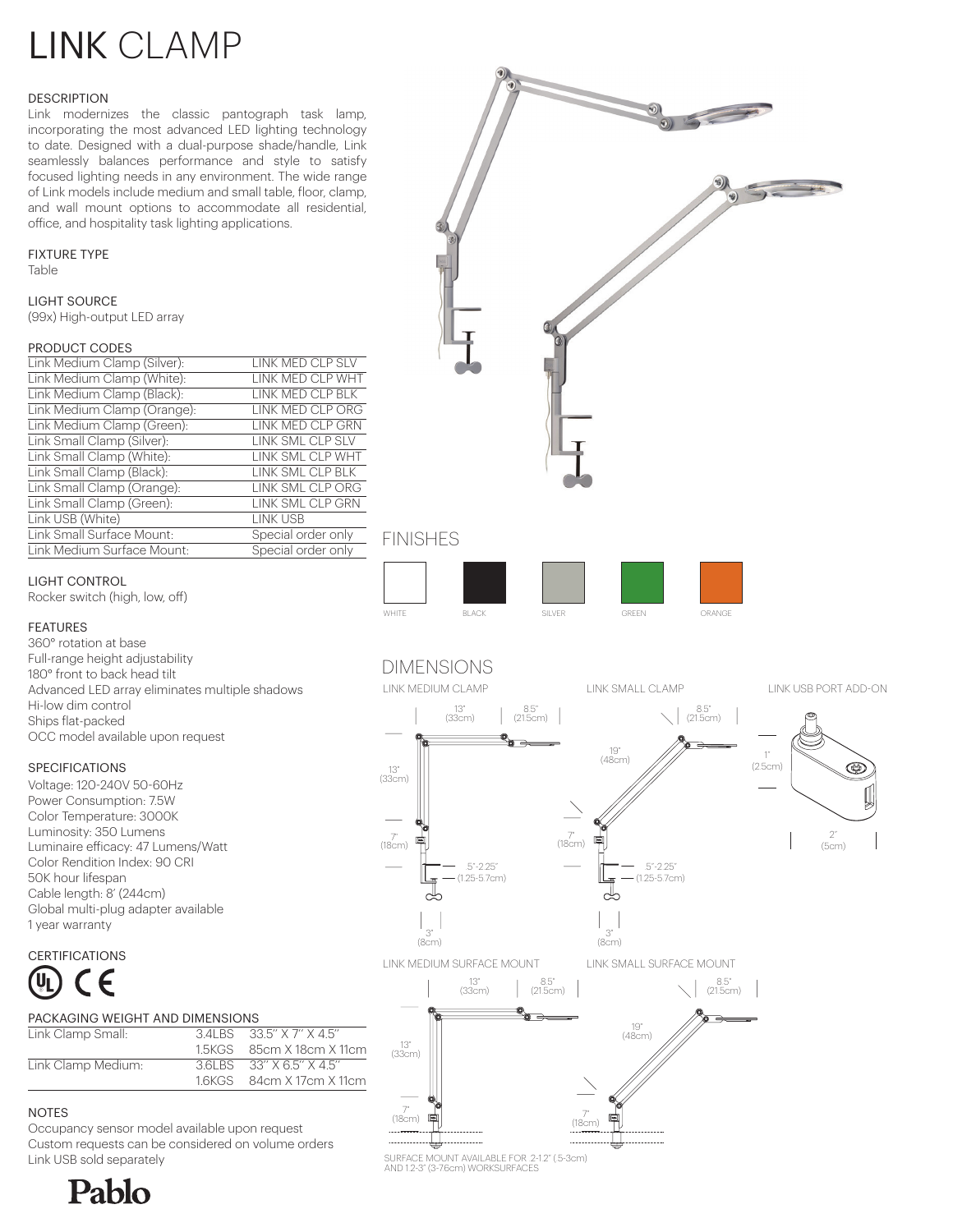# LINK CLAMP

## DESCRIPTION

Link modernizes the classic pantograph task lamp, incorporating the most advanced LED lighting technology to date. Designed with a dual-purpose shade/handle, Link seamlessly balances performance and style to satisfy focused lighting needs in any environment. The wide range of Link models include medium and small table, floor, clamp, and wall mount options to accommodate all residential, office, and hospitality task lighting applications.

## FIXTURE TYPE

Table

## LIGHT SOURCE

(99x) High-output LED array

## PRODUCT CODES

| | |
|---|---|
| Link Medium Clamp (Silver): | LINK MED CLP SLV |
| Link Medium Clamp (White): | LINK MED CLP WHT |
| Link Medium Clamp (Black): | LINK MED CLP BLK |
| Link Medium Clamp (Orange): | LINK MED CLP ORG |
| Link Medium Clamp (Green): | LINK MED CLP GRN |
| Link Small Clamp (Silver): | LINK SML CLP SLV |
| Link Small Clamp (White): | LINK SML CLP WHT |
| Link Small Clamp (Black): | LINK SML CLP BLK |
| Link Small Clamp (Orange): | LINK SML CLP ORG |
| Link Small Clamp (Green): | LINK SML CLP GRN |
| Link USB (White) | LINK USB |
| Link Small Surface Mount: | Special order only |
| Link Medium Surface Mount: | Special order only |

## LIGHT CONTROL

Rocker switch (high, low, off)

## FEATURES

360° rotation at base
Full-range height adjustability
180° front to back head tilt
Advanced LED array eliminates multiple shadows
Hi-low dim control
Ships flat-packed
OCC model available upon request

## SPECIFICATIONS

Voltage: 120-240V 50-60Hz
Power Consumption: 7.5W
Color Temperature: 3000K
Luminosity: 350 Lumens
Luminaire efficacy: 47 Lumens/Watt
Color Rendition Index: 90 CRI
50K hour lifespan
Cable length: 8' (244cm)
Global multi-plug adapter available
1 year warranty

## CERTIFICATIONS

UL CE

## PACKAGING WEIGHT AND DIMENSIONS

| | | |
|---|---|---|
| Link Clamp Small: | 3.4LBS | 33.5" X 7" X 4.5" |
| | 1.5KGS | 85cm X 18cm X 11cm |
| Link Clamp Medium: | 3.6LBS | 33" X 6.5" X 4.5" |
| | 1.6KGS | 84cm X 17cm X 11cm |

## NOTES

Occupancy sensor model available upon request
Custom requests can be considered on volume orders
Link USB sold separately

## FINISHES

WHITE | BLACK | SILVER | GREEN | ORANGE

## DIMENSIONS

**LINK MEDIUM CLAMP**

13" (33cm) | 8.5" (21.5cm) | 13" (33cm) | 7" (18cm) | 5"-2.25" (1.25-5.7cm) | 3" (8cm)

**LINK SMALL CLAMP**

8.5" (21.5cm) | 19" (48cm) | 7" (18cm) | 5"-2.25" (1.25-5.7cm) | 3" (8cm)

**LINK USB PORT ADD-ON**

1" (2.5cm) | 2" (5cm)

**LINK MEDIUM SURFACE MOUNT**

13" (33cm) | 8.5" (21.5cm) | 13" (33cm) | 7" (18cm)

**LINK SMALL SURFACE MOUNT**

8.5" (21.5cm) | 19" (48cm) | 7" (18cm)

SURFACE MOUNT AVAILABLE FOR 2-1.2" (.5-3cm) AND 1.2-3" (3-7.6cm) WORKSURFACES

Pablo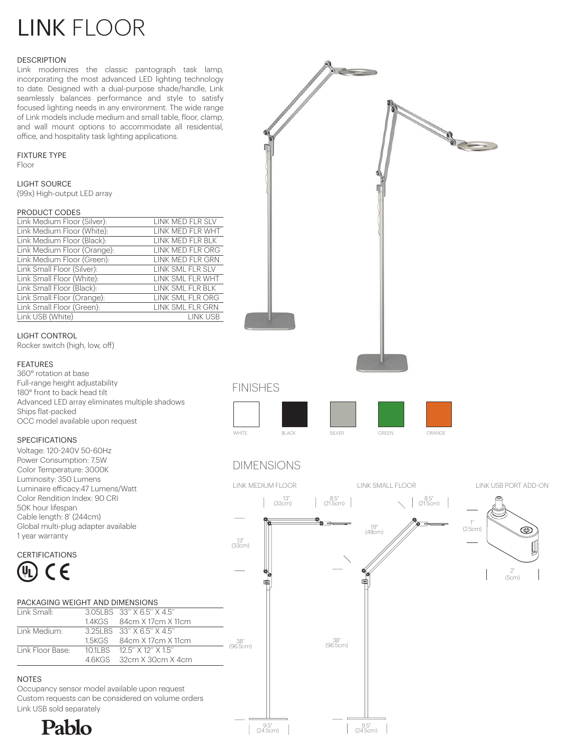# LINK FLOOR

## DESCRIPTION

Link modernizes the classic pantograph task lamp, incorporating the most advanced LED lighting technology to date. Designed with a dual-purpose shade/handle, Link seamlessly balances performance and style to satisfy focused lighting needs in any environment. The wide range of Link models include medium and small table, floor, clamp, and wall mount options to accommodate all residential, office, and hospitality task lighting applications.

## FIXTURE TYPE

Floor

## LIGHT SOURCE

(99x) High-output LED array

## PRODUCT CODES

| | |
|---|---|
| Link Medium Floor (Silver): | LINK MED FLR SLV |
| Link Medium Floor (White): | LINK MED FLR WHT |
| Link Medium Floor (Black): | LINK MED FLR BLK |
| Link Medium Floor (Orange): | LINK MED FLR ORG |
| Link Medium Floor (Green): | LINK MED FLR GRN |
| Link Small Floor (Silver): | LINK SML FLR SLV |
| Link Small Floor (White): | LINK SML FLR WHT |
| Link Small Floor (Black): | LINK SML FLR BLK |
| Link Small Floor (Orange): | LINK SML FLR ORG |
| Link Small Floor (Green): | LINK SML FLR GRN |
| Link USB (White) | LINK USB |

## LIGHT CONTROL

Rocker switch (high, low, off)

## FEATURES

360° rotation at base
Full-range height adjustability
180° front to back head tilt
Advanced LED array eliminates multiple shadows
Ships flat-packed
OCC model available upon request

## SPECIFICATIONS

Voltage: 120-240V 50-60Hz
Power Consumption: 7.5W
Color Temperature: 3000K
Luminosity: 350 Lumens
Luminaire efficacy:47 Lumens/Watt
Color Rendition Index: 90 CRI
50K hour lifespan
Cable length: 8' (244cm)
Global multi-plug adapter available
1 year warranty

## CERTIFICATIONS

UL CE

## PACKAGING WEIGHT AND DIMENSIONS

| | | |
|---|---|---|
| Link Small: | 3.05LBS | 33" X 6.5" X 4.5" |
| | 1.4KGS | 84cm X 17cm X 11cm |
| Link Medium: | 3.25LBS | 33" X 6.5" X 4.5" |
| | 1.5KGS | 84cm X 17cm X 11cm |
| Link Floor Base: | 10.1LBS | 12.5" X 12" X 1.5" |
| | 4.6KGS | 32cm X 30cm X 4cm |

## NOTES

Occupancy sensor model available upon request
Custom requests can be considered on volume orders
Link USB sold separately

Pablo

## FINISHES

WHITE BLACK SILVER GREEN ORANGE

## DIMENSIONS

LINK MEDIUM FLOOR

13" (33cm) 8.5" (21.5cm) 13" (33cm) 38" (96.5cm) 9.5" (24.5cm)

LINK SMALL FLOOR

8.5" (21.5cm) 19" (48cm) 38" (96.5cm) 9.5" (24.5cm)

LINK USB PORT ADD-ON

1" (2.5cm) 2" (5cm)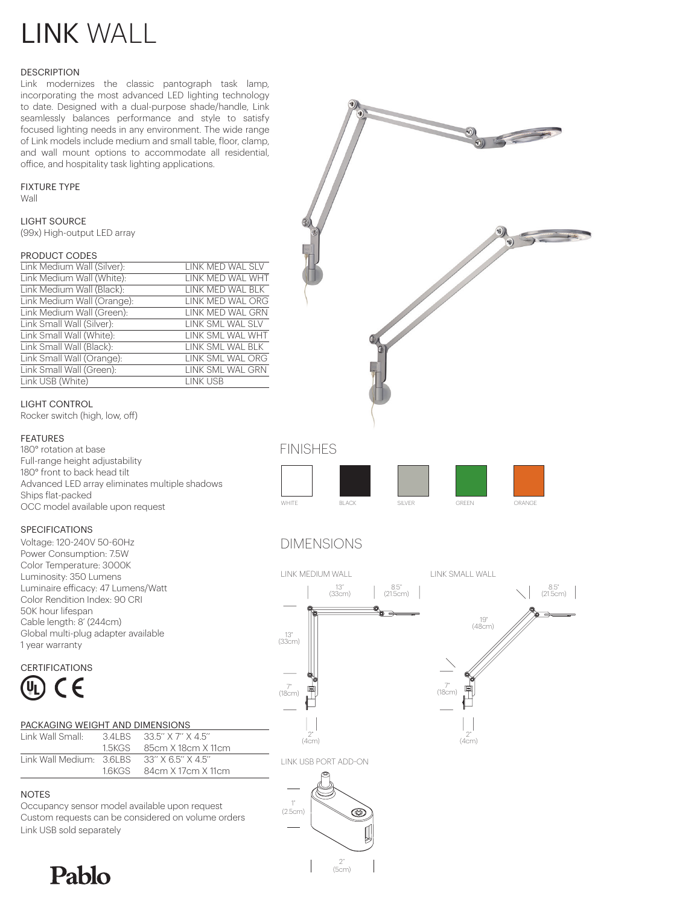# LINK WALL

## DESCRIPTION

Link modernizes the classic pantograph task lamp, incorporating the most advanced LED lighting technology to date. Designed with a dual-purpose shade/handle, Link seamlessly balances performance and style to satisfy focused lighting needs in any environment. The wide range of Link models include medium and small table, floor, clamp, and wall mount options to accommodate all residential, office, and hospitality task lighting applications.

## FIXTURE TYPE

Wall

## LIGHT SOURCE

(99x) High-output LED array

## PRODUCT CODES

| | |
|---|---|
| Link Medium Wall (Silver): | LINK MED WAL SLV |
| Link Medium Wall (White): | LINK MED WAL WHT |
| Link Medium Wall (Black): | LINK MED WAL BLK |
| Link Medium Wall (Orange): | LINK MED WAL ORG |
| Link Medium Wall (Green): | LINK MED WAL GRN |
| Link Small Wall (Silver): | LINK SML WAL SLV |
| Link Small Wall (White): | LINK SML WAL WHT |
| Link Small Wall (Black): | LINK SML WAL BLK |
| Link Small Wall (Orange): | LINK SML WAL ORG |
| Link Small Wall (Green): | LINK SML WAL GRN |
| Link USB (White) | LINK USB |

## LIGHT CONTROL

Rocker switch (high, low, off)

## FEATURES

180° rotation at base
Full-range height adjustability
180° front to back head tilt
Advanced LED array eliminates multiple shadows
Ships flat-packed
OCC model available upon request

## SPECIFICATIONS

Voltage: 120-240V 50-60Hz
Power Consumption: 7.5W
Color Temperature: 3000K
Luminosity: 350 Lumens
Luminaire efficacy: 47 Lumens/Watt
Color Rendition Index: 90 CRI
50K hour lifespan
Cable length: 8' (244cm)
Global multi-plug adapter available
1 year warranty

## CERTIFICATIONS

UL CE

## PACKAGING WEIGHT AND DIMENSIONS

| | | |
|---|---|---|
| Link Wall Small: | 3.4LBS | 33.5'' X 7'' X 4.5'' |
| | 1.5KGS | 85cm X 18cm X 11cm |
| Link Wall Medium: | 3.6LBS | 33'' X 6.5'' X 4.5'' |
| | 1.6KGS | 84cm X 17cm X 11cm |

## NOTES

Occupancy sensor model available upon request
Custom requests can be considered on volume orders
Link USB sold separately

## FINISHES

WHITE
BLACK
SILVER
GREEN
ORANGE

## DIMENSIONS

LINK MEDIUM WALL

13" (33cm)
8.5" (21.5cm)
13" (33cm)
7" (18cm)
2" (4cm)

LINK SMALL WALL

8.5" (21.5cm)
19" (48cm)
7" (18cm)
2" (4cm)

LINK USB PORT ADD-ON

1" (2.5cm)
2" (5cm)

Pablo